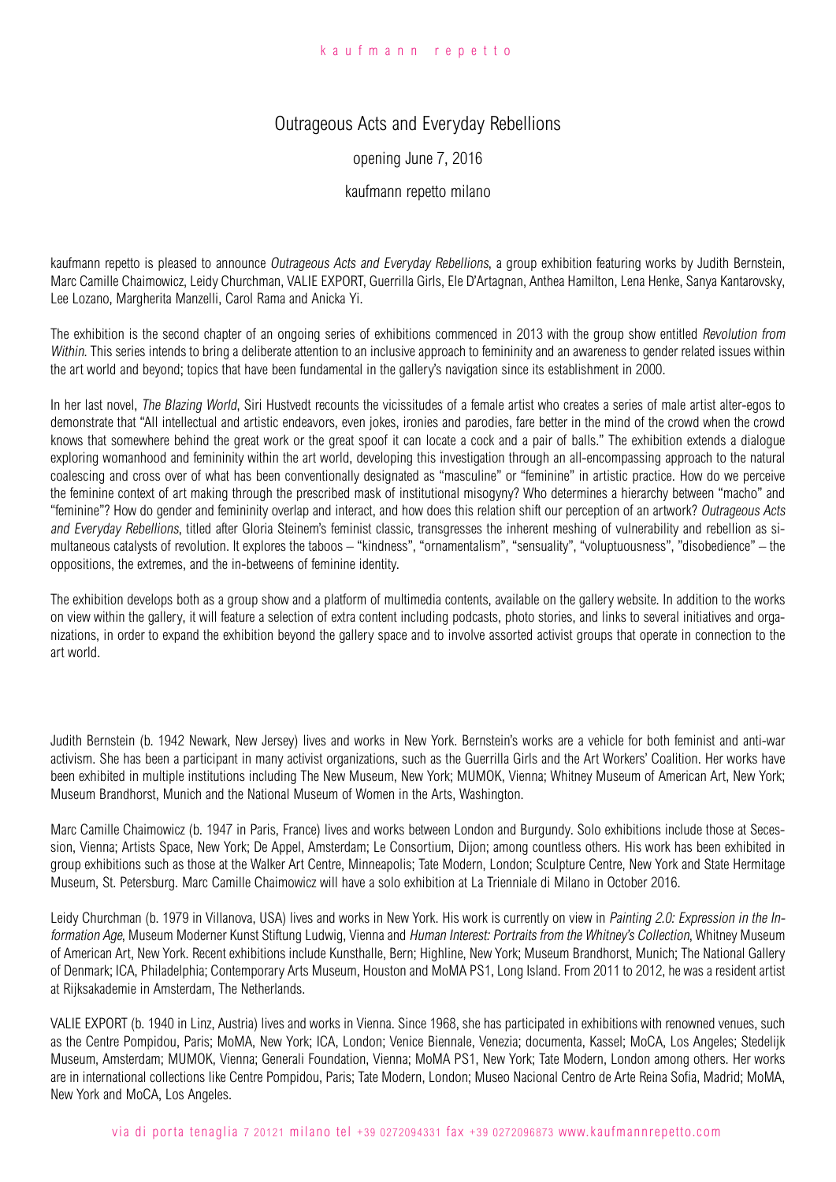# Outrageous Acts and Everyday Rebellions

opening June 7, 2016

kaufmann repetto milano

kaufmann repetto is pleased to announce *Outrageous Acts and Everyday Rebellions*, a group exhibition featuring works by Judith Bernstein, Marc Camille Chaimowicz, Leidy Churchman, VALIE EXPORT, Guerrilla Girls, Ele D'Artagnan, Anthea Hamilton, Lena Henke, Sanya Kantarovsky, Lee Lozano, Margherita Manzelli, Carol Rama and Anicka Yi.

The exhibition is the second chapter of an ongoing series of exhibitions commenced in 2013 with the group show entitled *Revolution from Within*. This series intends to bring a deliberate attention to an inclusive approach to femininity and an awareness to gender related issues within the art world and beyond; topics that have been fundamental in the gallery's navigation since its establishment in 2000.

In her last novel, *The Blazing World*, Siri Hustvedt recounts the vicissitudes of a female artist who creates a series of male artist alter-egos to demonstrate that "All intellectual and artistic endeavors, even jokes, ironies and parodies, fare better in the mind of the crowd when the crowd knows that somewhere behind the great work or the great spoof it can locate a cock and a pair of balls." The exhibition extends a dialogue exploring womanhood and femininity within the art world, developing this investigation through an all-encompassing approach to the natural coalescing and cross over of what has been conventionally designated as "masculine" or "feminine" in artistic practice. How do we perceive the feminine context of art making through the prescribed mask of institutional misogyny? Who determines a hierarchy between "macho" and "feminine"? How do gender and femininity overlap and interact, and how does this relation shift our perception of an artwork? *Outrageous Acts and Everyday Rebellions*, titled after Gloria Steinem's feminist classic, transgresses the inherent meshing of vulnerability and rebellion as simultaneous catalysts of revolution. It explores the taboos – "kindness", "ornamentalism", "sensuality", "voluptuousness", "disobedience" – the oppositions, the extremes, and the in-betweens of feminine identity.

The exhibition develops both as a group show and a platform of multimedia contents, available on the gallery website. In addition to the works on view within the gallery, it will feature a selection of extra content including podcasts, photo stories, and links to several initiatives and organizations, in order to expand the exhibition beyond the gallery space and to involve assorted activist groups that operate in connection to the art world.

Judith Bernstein (b. 1942 Newark, New Jersey) lives and works in New York. Bernstein's works are a vehicle for both feminist and anti-war activism. She has been a participant in many activist organizations, such as the Guerrilla Girls and the Art Workers' Coalition. Her works have been exhibited in multiple institutions including The New Museum, New York; MUMOK, Vienna; Whitney Museum of American Art, New York; Museum Brandhorst, Munich and the National Museum of Women in the Arts, Washington.

Marc Camille Chaimowicz (b. 1947 in Paris, France) lives and works between London and Burgundy. Solo exhibitions include those at Secession, Vienna; Artists Space, New York; De Appel, Amsterdam; Le Consortium, Dijon; among countless others. His work has been exhibited in group exhibitions such as those at the Walker Art Centre, Minneapolis; Tate Modern, London; Sculpture Centre, New York and State Hermitage Museum, St. Petersburg. Marc Camille Chaimowicz will have a solo exhibition at La Triennale di Milano in October 2016.

Leidy Churchman (b. 1979 in Villanova, USA) lives and works in New York. His work is currently on view in *Painting 2.0: Expression in the Information Age*, Museum Moderner Kunst Stiftung Ludwig, Vienna and *Human Interest: Portraits from the Whitney's Collection*, Whitney Museum of American Art, New York. Recent exhibitions include Kunsthalle, Bern; Highline, New York; Museum Brandhorst, Munich; The National Gallery of Denmark; ICA, Philadelphia; Contemporary Arts Museum, Houston and MoMA PS1, Long Island. From 2011 to 2012, he was a resident artist at Rijksakademie in Amsterdam, The Netherlands.

VALIE EXPORT (b. 1940 in Linz, Austria) lives and works in Vienna. Since 1968, she has participated in exhibitions with renowned venues, such as the Centre Pompidou, Paris; MoMA, New York; ICA, London; Venice Biennale, Venezia; documenta, Kassel; MoCA, Los Angeles; Stedelijk Museum, Amsterdam; MUMOK, Vienna; Generali Foundation, Vienna; MoMA PS1, New York; Tate Modern, London among others. Her works are in international collections like Centre Pompidou, Paris; Tate Modern, London; Museo Nacional Centro de Arte Reina Sofia, Madrid; MoMA, New York and MoCA, Los Angeles.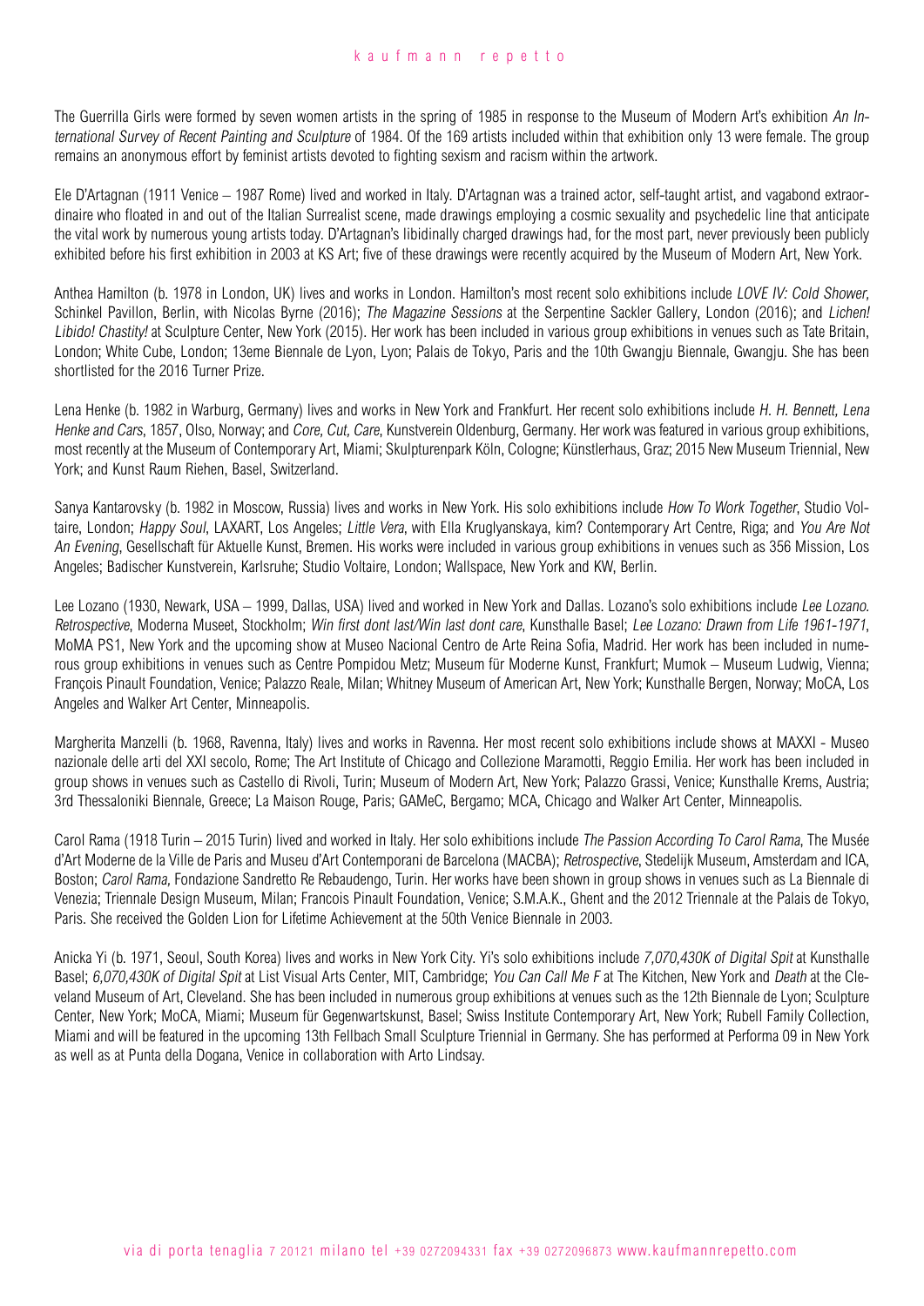The Guerrilla Girls were formed by seven women artists in the spring of 1985 in response to the Museum of Modern Art's exhibition *An International Survey of Recent Painting and Sculpture* of 1984. Of the 169 artists included within that exhibition only 13 were female. The group remains an anonymous effort by feminist artists devoted to fighting sexism and racism within the artwork.

Ele D'Artagnan (1911 Venice – 1987 Rome) lived and worked in Italy. D'Artagnan was a trained actor, self-taught artist, and vagabond extraordinaire who floated in and out of the Italian Surrealist scene, made drawings employing a cosmic sexuality and psychedelic line that anticipate the vital work by numerous young artists today. D'Artagnan's libidinally charged drawings had, for the most part, never previously been publicly exhibited before his first exhibition in 2003 at KS Art; five of these drawings were recently acquired by the Museum of Modern Art, New York.

Anthea Hamilton (b. 1978 in London, UK) lives and works in London. Hamilton's most recent solo exhibitions include *LOVE IV: Cold Shower,* Schinkel Pavillon, Berlin, with Nicolas Byrne (2016); *The Magazine Sessions* at the Serpentine Sackler Gallery, London (2016); and *Lichen! Libido! Chastity!* at Sculpture Center, New York (2015). Her work has been included in various group exhibitions in venues such as Tate Britain, London; White Cube, London; 13eme Biennale de Lyon, Lyon; Palais de Tokyo, Paris and the 10th Gwangju Biennale, Gwangju. She has been shortlisted for the 2016 Turner Prize.

Lena Henke (b. 1982 in Warburg, Germany) lives and works in New York and Frankfurt. Her recent solo exhibitions include *H. H. Bennett, Lena Henke and Cars*, 1857, Olso, Norway; and *Core, Cut, Care*, Kunstverein Oldenburg, Germany. Her work was featured in various group exhibitions, most recently at the Museum of Contemporary Art, Miami; Skulpturenpark Köln, Cologne; Künstlerhaus, Graz; 2015 New Museum Triennial, New York; and Kunst Raum Riehen, Basel, Switzerland.

Sanya Kantarovsky (b. 1982 in Moscow, Russia) lives and works in New York. His solo exhibitions include *How To Work Together*, Studio Voltaire, London; *Happy Soul*, LAXART, Los Angeles; *Little Vera*, with Ella Kruglyanskaya, kim? Contemporary Art Centre, Riga; and *You Are Not An Evening*, Gesellschaft für Aktuelle Kunst, Bremen. His works were included in various group exhibitions in venues such as 356 Mission, Los Angeles; Badischer Kunstverein, Karlsruhe; Studio Voltaire, London; Wallspace, New York and KW, Berlin.

Lee Lozano (1930, Newark, USA – 1999, Dallas, USA) lived and worked in New York and Dallas. Lozano's solo exhibitions include *Lee Lozano. Retrospective*, Moderna Museet, Stockholm; *Win first dont last/Win last dont care*, Kunsthalle Basel; *Lee Lozano: Drawn from Life 1961-1971*, MoMA PS1, New York and the upcoming show at Museo Nacional Centro de Arte Reina Sofia, Madrid. Her work has been included in numerous group exhibitions in venues such as Centre Pompidou Metz; Museum für Moderne Kunst, Frankfurt; Mumok – Museum Ludwig, Vienna; François Pinault Foundation, Venice; Palazzo Reale, Milan; Whitney Museum of American Art, New York; Kunsthalle Bergen, Norway; MoCA, Los Angeles and Walker Art Center, Minneapolis.

Margherita Manzelli (b. 1968, Ravenna, Italy) lives and works in Ravenna. Her most recent solo exhibitions include shows at MAXXI - Museo nazionale delle arti del XXI secolo, Rome; The Art Institute of Chicago and Collezione Maramotti, Reggio Emilia. Her work has been included in group shows in venues such as Castello di Rivoli, Turin; Museum of Modern Art, New York; Palazzo Grassi, Venice; Kunsthalle Krems, Austria; 3rd Thessaloniki Biennale, Greece; La Maison Rouge, Paris; GAMeC, Bergamo; MCA, Chicago and Walker Art Center, Minneapolis.

Carol Rama (1918 Turin – 2015 Turin) lived and worked in Italy. Her solo exhibitions include *The Passion According To Carol Rama*, The Musée d'Art Moderne de la Ville de Paris and Museu d'Art Contemporani de Barcelona (MACBA); *Retrospective*, Stedelijk Museum, Amsterdam and ICA, Boston; *Carol Rama,* Fondazione Sandretto Re Rebaudengo, Turin. Her works have been shown in group shows in venues such as La Biennale di Venezia; Triennale Design Museum, Milan; Francois Pinault Foundation, Venice; S.M.A.K., Ghent and the 2012 Triennale at the Palais de Tokyo, Paris. She received the Golden Lion for Lifetime Achievement at the 50th Venice Biennale in 2003.

Anicka Yi (b. 1971, Seoul, South Korea) lives and works in New York City. Yi's solo exhibitions include *7,070,430K of Digital Spit* at Kunsthalle Basel; *6,070,430K of Digital Spit* at List Visual Arts Center, MIT, Cambridge; *You Can Call Me F* at The Kitchen, New York and *Death* at the Cleveland Museum of Art, Cleveland. She has been included in numerous group exhibitions at venues such as the 12th Biennale de Lyon; Sculpture Center, New York; MoCA, Miami; Museum für Gegenwartskunst, Basel; Swiss Institute Contemporary Art, New York; Rubell Family Collection, Miami and will be featured in the upcoming 13th Fellbach Small Sculpture Triennial in Germany. She has performed at Performa 09 in New York as well as at Punta della Dogana, Venice in collaboration with Arto Lindsay.